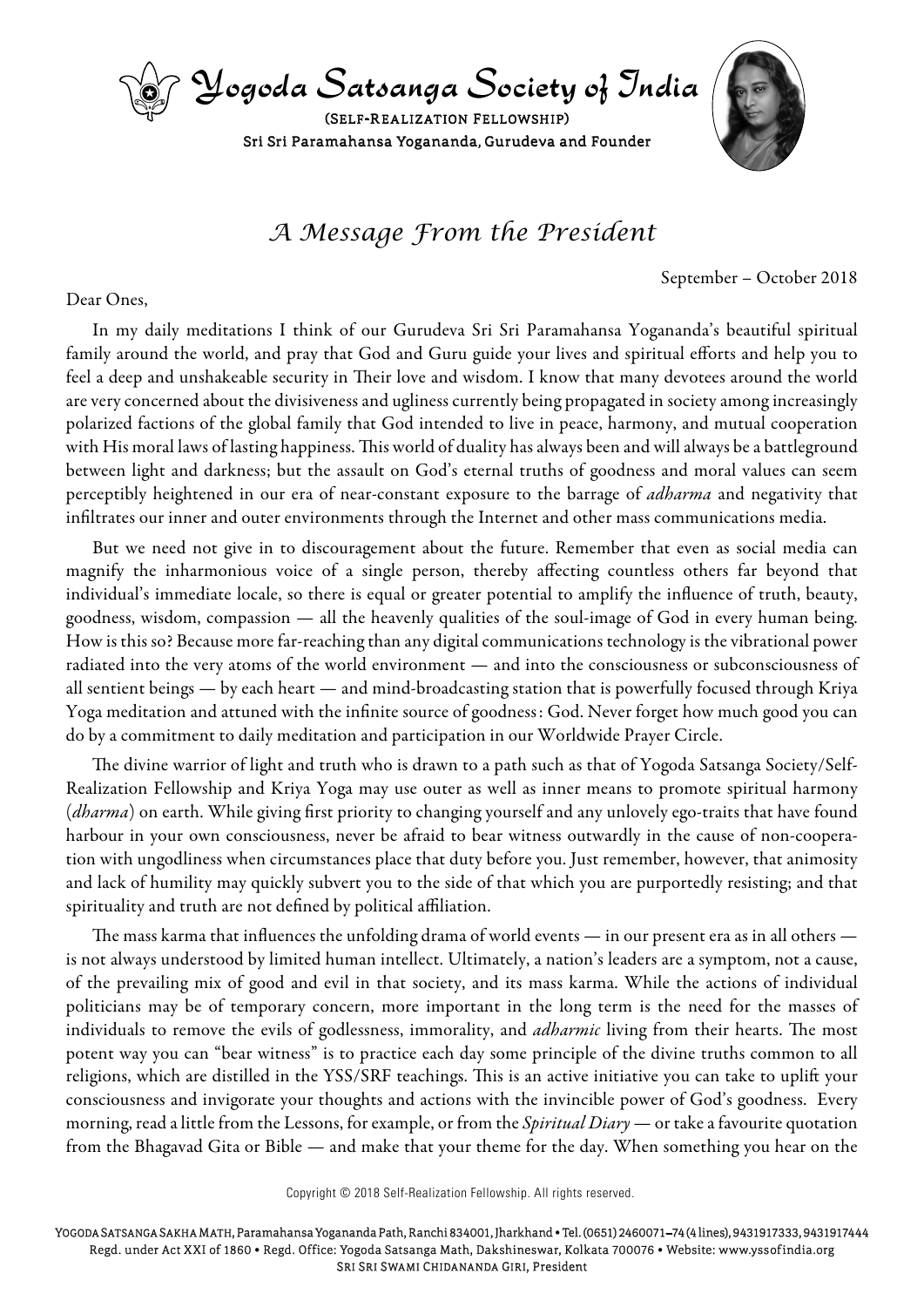# Yogoda Satsanga Society of India

(SELF-REALIZATION FELLOWSHIP)

Sri Sri Paramahansa Yogananda, Gurudeva and Founder

## *A Message From the President*

September – October 2018

Dear Ones,

In my daily meditations I think of our Gurudeva Sri Sri Paramahansa Yogananda's beautiful spiritual family around the world, and pray that God and Guru guide your lives and spiritual efforts and help you to feel a deep and unshakeable security in Their love and wisdom. I know that many devotees around the world are very concerned about the divisiveness and ugliness currently being propagated in society among increasingly polarized factions of the global family that God intended to live in peace, harmony, and mutual cooperation with His moral laws of lasting happiness. This world of duality has always been and will always be a battleground between light and darkness; but the assault on God's eternal truths of goodness and moral values can seem perceptibly heightened in our era of near-constant exposure to the barrage of *adharma* and negativity that infiltrates our inner and outer environments through the Internet and other mass communications media.

But we need not give in to discouragement about the future. Remember that even as social media can magnify the inharmonious voice of a single person, thereby affecting countless others far beyond that individual's immediate locale, so there is equal or greater potential to amplify the influence of truth, beauty, goodness, wisdom, compassion — all the heavenly qualities of the soul-image of God in every human being. How is this so? Because more far-reaching than any digital communications technology is the vibrational power radiated into the very atoms of the world environment — and into the consciousness or subconsciousness of all sentient beings — by each heart — and mind-broadcasting station that is powerfully focused through Kriya Yoga meditation and attuned with the infinite source of goodness: God. Never forget how much good you can do by a commitment to daily meditation and participation in our Worldwide Prayer Circle.

The divine warrior of light and truth who is drawn to a path such as that of Yogoda Satsanga Society/Self-Realization Fellowship and Kriya Yoga may use outer as well as inner means to promote spiritual harmony (*dharma*) on earth. While giving first priority to changing yourself and any unlovely ego-traits that have found harbour in your own consciousness, never be afraid to bear witness outwardly in the cause of non-cooperation with ungodliness when circumstances place that duty before you. Just remember, however, that animosity and lack of humility may quickly subvert you to the side of that which you are purportedly resisting; and that spirituality and truth are not defined by political affiliation.

The mass karma that influences the unfolding drama of world events — in our present era as in all others — is not always understood by limited human intellect. Ultimately, a nation's leaders are a symptom, not a cause, of the prevailing mix of good and evil in that society, and its mass karma. While the actions of individual politicians may be of temporary concern, more important in the long term is the need for the masses of individuals to remove the evils of godlessness, immorality, and *adharmic* living from their hearts. The most potent way you can "bear witness" is to practice each day some principle of the divine truths common to all religions, which are distilled in the YSS/SRF teachings. This is an active initiative you can take to uplift your consciousness and invigorate your thoughts and actions with the invincible power of God's goodness. Every morning, read a little from the Lessons, for example, or from the *Spiritual Diary* — or take a favourite quotation from the Bhagavad Gita or Bible — and make that your theme for the day. When something you hear on the

Copyright © 2018 Self-Realization Fellowship. All rights reserved.

YOGODA SATSANGA SAKHA MATH, Paramahansa Yogananda Path, Ranchi 834001, Jharkhand • Tel. (0651) 2460071–74 (4 lines), 9431917333, 9431917444
Regd. under Act XXI of 1860 • Regd. Office: Yogoda Satsanga Math, Dakshineswar, Kolkata 700076 • Website: www.yssofindia.org
SRI SRI SWAMI CHIDANANDA GIRI, President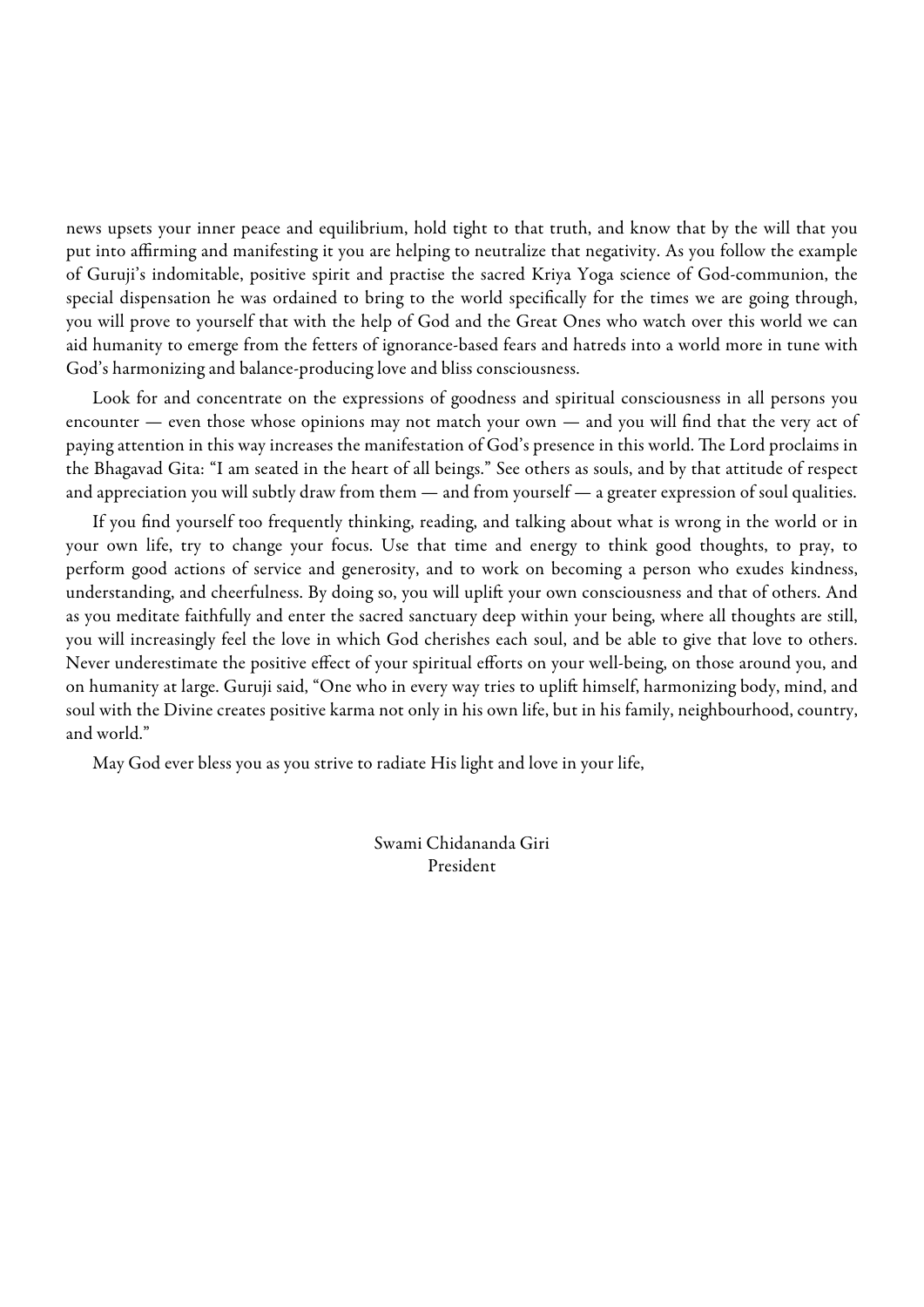news upsets your inner peace and equilibrium, hold tight to that truth, and know that by the will that you put into affirming and manifesting it you are helping to neutralize that negativity. As you follow the example of Guruji's indomitable, positive spirit and practise the sacred Kriya Yoga science of God-communion, the special dispensation he was ordained to bring to the world specifically for the times we are going through, you will prove to yourself that with the help of God and the Great Ones who watch over this world we can aid humanity to emerge from the fetters of ignorance-based fears and hatreds into a world more in tune with God's harmonizing and balance-producing love and bliss consciousness.

Look for and concentrate on the expressions of goodness and spiritual consciousness in all persons you encounter — even those whose opinions may not match your own — and you will find that the very act of paying attention in this way increases the manifestation of God's presence in this world. The Lord proclaims in the Bhagavad Gita: "I am seated in the heart of all beings." See others as souls, and by that attitude of respect and appreciation you will subtly draw from them — and from yourself — a greater expression of soul qualities.

If you find yourself too frequently thinking, reading, and talking about what is wrong in the world or in your own life, try to change your focus. Use that time and energy to think good thoughts, to pray, to perform good actions of service and generosity, and to work on becoming a person who exudes kindness, understanding, and cheerfulness. By doing so, you will uplift your own consciousness and that of others. And as you meditate faithfully and enter the sacred sanctuary deep within your being, where all thoughts are still, you will increasingly feel the love in which God cherishes each soul, and be able to give that love to others. Never underestimate the positive effect of your spiritual efforts on your well-being, on those around you, and on humanity at large. Guruji said, "One who in every way tries to uplift himself, harmonizing body, mind, and soul with the Divine creates positive karma not only in his own life, but in his family, neighbourhood, country, and world."

May God ever bless you as you strive to radiate His light and love in your life,

Swami Chidananda Giri
President